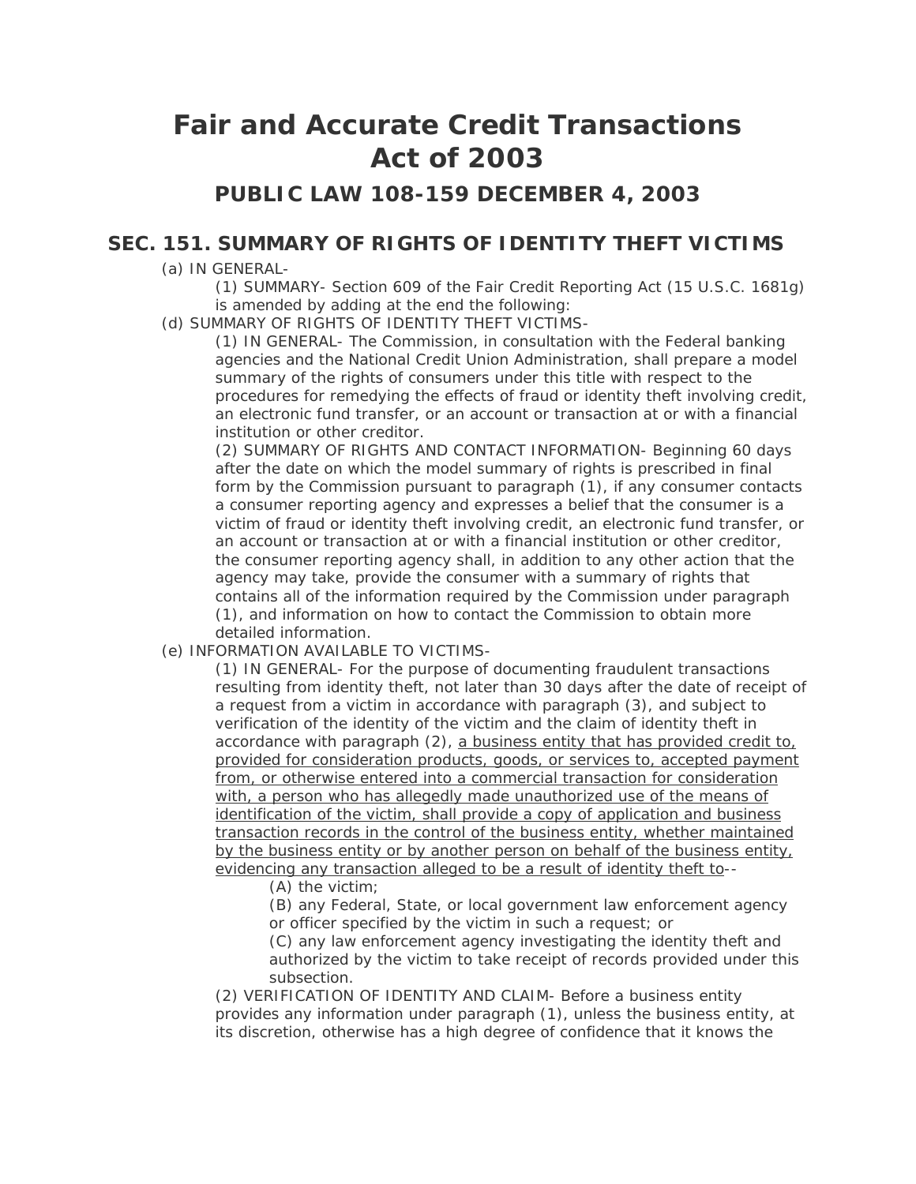# Fair and Accurate Credit Transactions Act of 2003

## PUBLIC LAW 108-159 DECEMBER 4, 2003

## SEC. 151. SUMMARY OF RIGHTS OF IDENTITY THEFT VICTIMS

(a) IN GENERAL-

(1) SUMMARY- Section 609 of the Fair Credit Reporting Act (15 U.S.C. 1681g) is amended by adding at the end the following:

(d) SUMMARY OF RIGHTS OF IDENTITY THEFT VICTIMS-

(1) IN GENERAL- The Commission, in consultation with the Federal banking agencies and the National Credit Union Administration, shall prepare a model summary of the rights of consumers under this title with respect to the procedures for remedying the effects of fraud or identity theft involving credit, an electronic fund transfer, or an account or transaction at or with a financial institution or other creditor.

(2) SUMMARY OF RIGHTS AND CONTACT INFORMATION- Beginning 60 days after the date on which the model summary of rights is prescribed in final form by the Commission pursuant to paragraph (1), if any consumer contacts a consumer reporting agency and expresses a belief that the consumer is a victim of fraud or identity theft involving credit, an electronic fund transfer, or an account or transaction at or with a financial institution or other creditor, the consumer reporting agency shall, in addition to any other action that the agency may take, provide the consumer with a summary of rights that contains all of the information required by the Commission under paragraph (1), and information on how to contact the Commission to obtain more detailed information.

(e) INFORMATION AVAILABLE TO VICTIMS-

(1) IN GENERAL- For the purpose of documenting fraudulent transactions resulting from identity theft, not later than 30 days after the date of receipt of a request from a victim in accordance with paragraph (3), and subject to verification of the identity of the victim and the claim of identity theft in accordance with paragraph (2), <u>a business entity that has provided credit to, provided for consideration products, goods, or services to, accepted payment from, or otherwise entered into a commercial transaction for consideration with, a person who has allegedly made unauthorized use of the means of identification of the victim, shall provide a copy of application and business transaction records in the control of the business entity, whether maintained by the business entity or by another person on behalf of the business entity, evidencing any transaction alleged to be a result of identity theft to</u>--

(A) the victim;

(B) any Federal, State, or local government law enforcement agency or officer specified by the victim in such a request; or

(C) any law enforcement agency investigating the identity theft and authorized by the victim to take receipt of records provided under this subsection.

(2) VERIFICATION OF IDENTITY AND CLAIM- Before a business entity provides any information under paragraph (1), unless the business entity, at its discretion, otherwise has a high degree of confidence that it knows the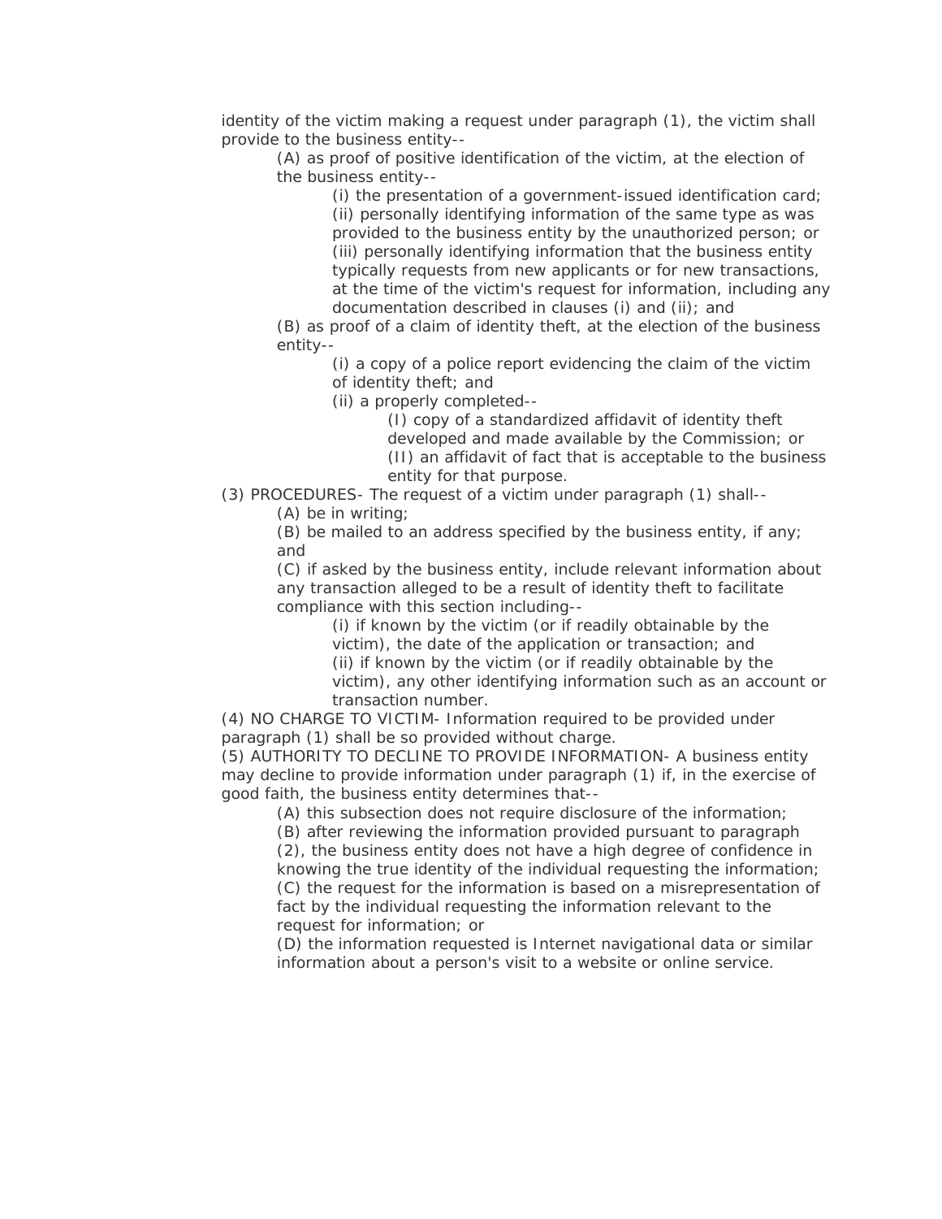identity of the victim making a request under paragraph (1), the victim shall provide to the business entity--

(A) as proof of positive identification of the victim, at the election of the business entity--

(i) the presentation of a government-issued identification card;
(ii) personally identifying information of the same type as was provided to the business entity by the unauthorized person; or
(iii) personally identifying information that the business entity typically requests from new applicants or for new transactions, at the time of the victim's request for information, including any documentation described in clauses (i) and (ii); and

(B) as proof of a claim of identity theft, at the election of the business entity--

(i) a copy of a police report evidencing the claim of the victim of identity theft; and
(ii) a properly completed--

(I) copy of a standardized affidavit of identity theft developed and made available by the Commission; or
(II) an affidavit of fact that is acceptable to the business entity for that purpose.

(3) PROCEDURES- The request of a victim under paragraph (1) shall--

(A) be in writing;
(B) be mailed to an address specified by the business entity, if any; and
(C) if asked by the business entity, include relevant information about any transaction alleged to be a result of identity theft to facilitate compliance with this section including--

(i) if known by the victim (or if readily obtainable by the victim), the date of the application or transaction; and
(ii) if known by the victim (or if readily obtainable by the victim), any other identifying information such as an account or transaction number.

(4) NO CHARGE TO VICTIM- Information required to be provided under paragraph (1) shall be so provided without charge.

(5) AUTHORITY TO DECLINE TO PROVIDE INFORMATION- A business entity may decline to provide information under paragraph (1) if, in the exercise of good faith, the business entity determines that--

(A) this subsection does not require disclosure of the information;
(B) after reviewing the information provided pursuant to paragraph (2), the business entity does not have a high degree of confidence in knowing the true identity of the individual requesting the information;
(C) the request for the information is based on a misrepresentation of fact by the individual requesting the information relevant to the request for information; or
(D) the information requested is Internet navigational data or similar information about a person's visit to a website or online service.